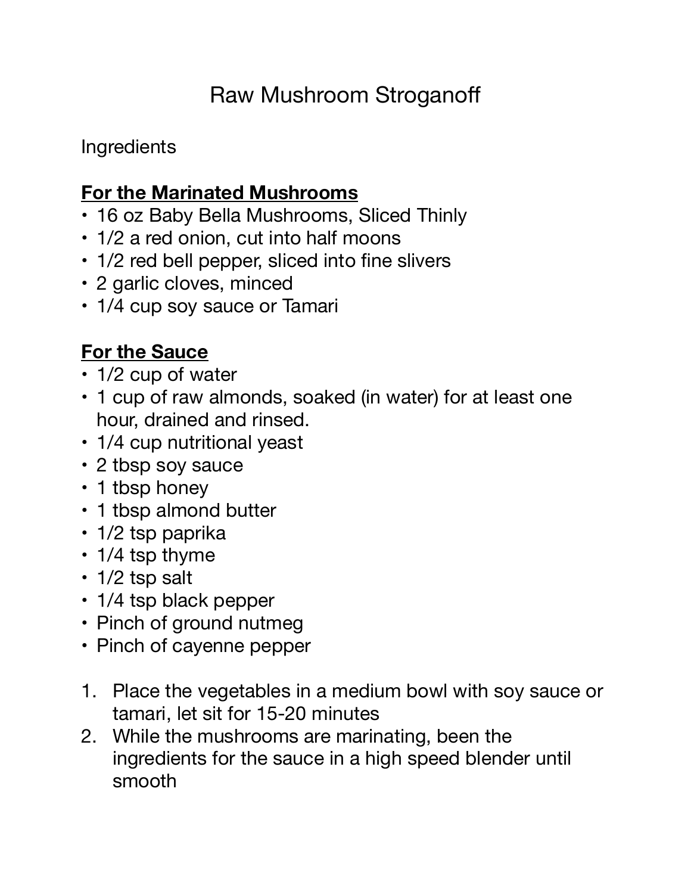# Raw Mushroom Stroganoff

Ingredients

**For the Marinated Mushrooms**

- 16 oz Baby Bella Mushrooms, Sliced Thinly
- 1/2 a red onion, cut into half moons
- 1/2 red bell pepper, sliced into fine slivers
- 2 garlic cloves, minced
- 1/4 cup soy sauce or Tamari

**For the Sauce**

- 1/2 cup of water
- 1 cup of raw almonds, soaked (in water) for at least one hour, drained and rinsed.
- 1/4 cup nutritional yeast
- 2 tbsp soy sauce
- 1 tbsp honey
- 1 tbsp almond butter
- 1/2 tsp paprika
- 1/4 tsp thyme
- 1/2 tsp salt
- 1/4 tsp black pepper
- Pinch of ground nutmeg
- Pinch of cayenne pepper

1. Place the vegetables in a medium bowl with soy sauce or tamari, let sit for 15-20 minutes
2. While the mushrooms are marinating, been the ingredients for the sauce in a high speed blender until smooth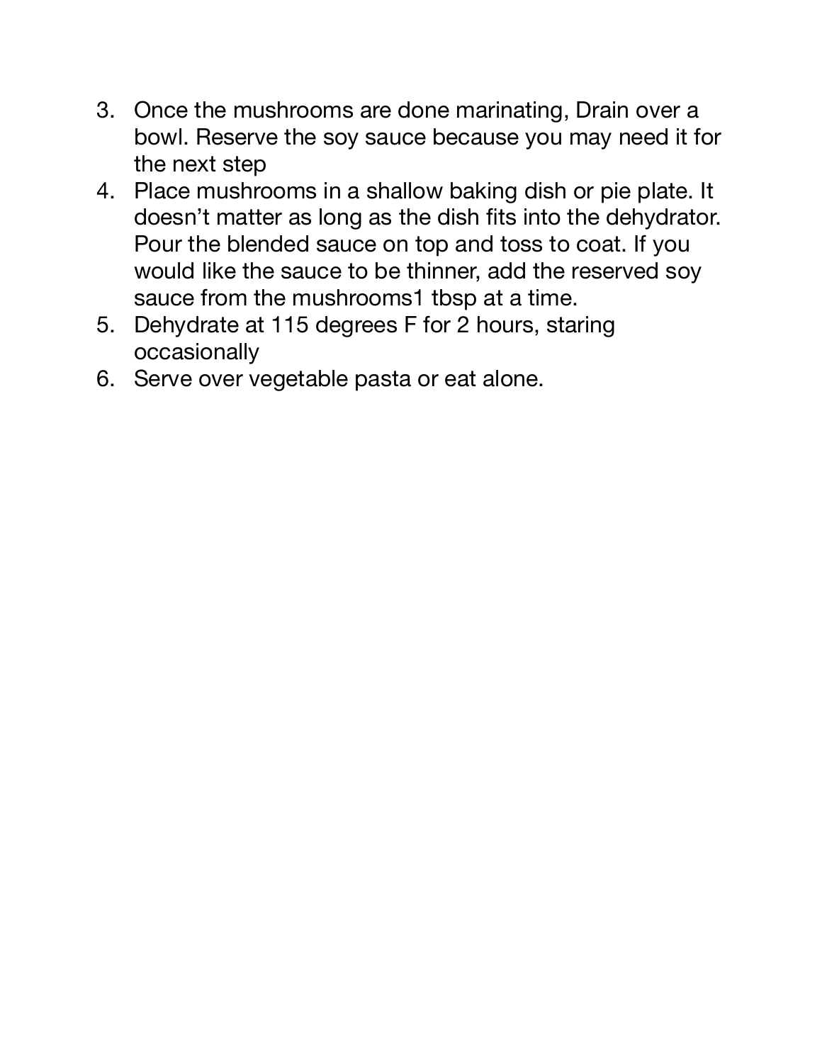3. Once the mushrooms are done marinating, Drain over a bowl. Reserve the soy sauce because you may need it for the next step
4. Place mushrooms in a shallow baking dish or pie plate. It doesn't matter as long as the dish fits into the dehydrator. Pour the blended sauce on top and toss to coat. If you would like the sauce to be thinner, add the reserved soy sauce from the mushrooms1 tbsp at a time.
5. Dehydrate at 115 degrees F for 2 hours, staring occasionally
6. Serve over vegetable pasta or eat alone.